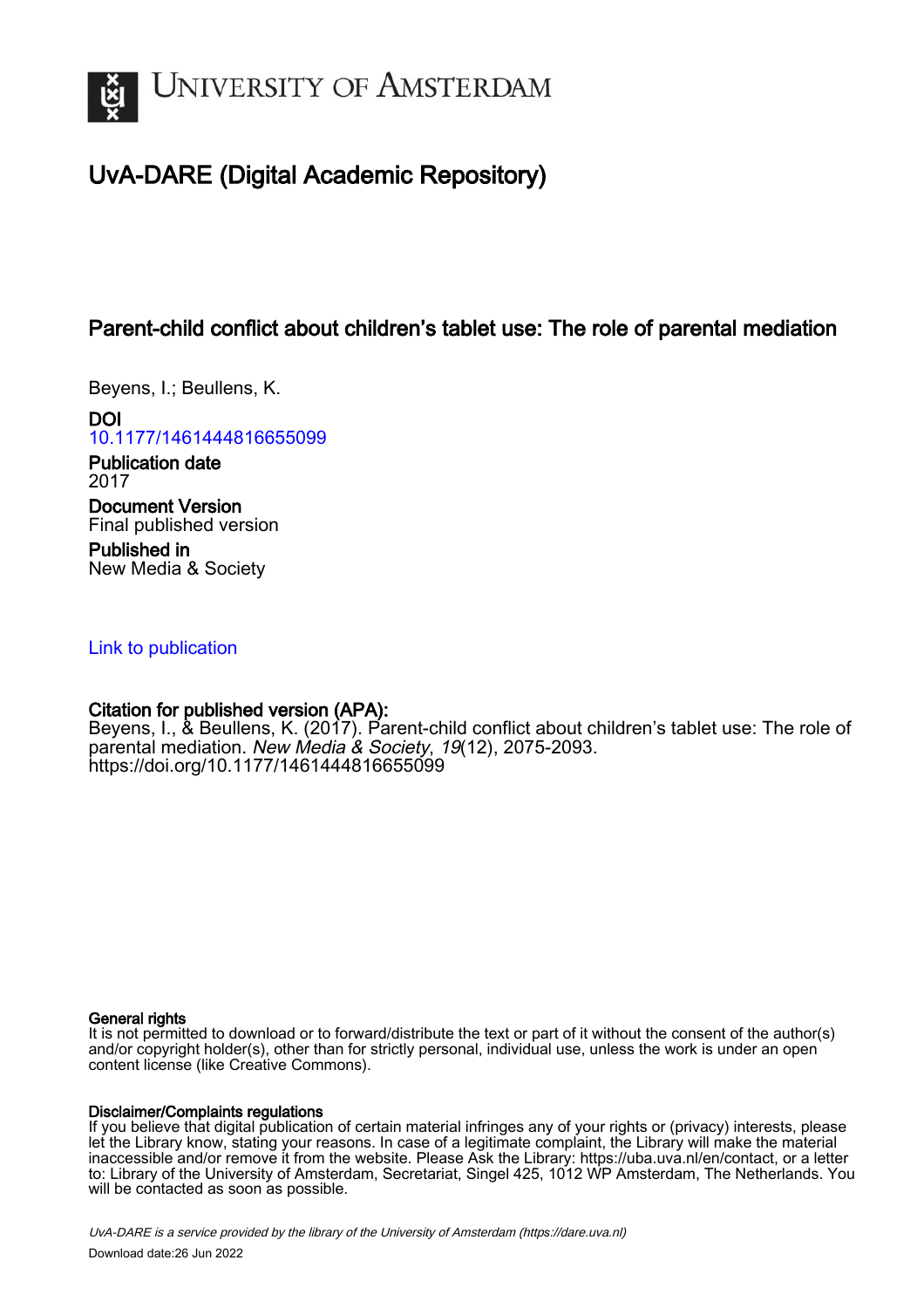# UvA-DARE (Digital Academic Repository)

## Parent-child conflict about children's tablet use: The role of parental mediation

Beyens, I.; Beullens, K.

**DOI**
10.1177/1461444816655099

**Publication date**
2017

**Document Version**
Final published version

**Published in**
New Media & Society

Link to publication

**Citation for published version (APA):**
Beyens, I., & Beullens, K. (2017). Parent-child conflict about children's tablet use: The role of parental mediation. *New Media & Society*, *19*(12), 2075-2093. https://doi.org/10.1177/1461444816655099

**General rights**
It is not permitted to download or to forward/distribute the text or part of it without the consent of the author(s) and/or copyright holder(s), other than for strictly personal, individual use, unless the work is under an open content license (like Creative Commons).

**Disclaimer/Complaints regulations**
If you believe that digital publication of certain material infringes any of your rights or (privacy) interests, please let the Library know, stating your reasons. In case of a legitimate complaint, the Library will make the material inaccessible and/or remove it from the website. Please Ask the Library: https://uba.uva.nl/en/contact, or a letter to: Library of the University of Amsterdam, Secretariat, Singel 425, 1012 WP Amsterdam, The Netherlands. You will be contacted as soon as possible.

*UvA-DARE is a service provided by the library of the University of Amsterdam (https://dare.uva.nl)*

Download date:26 Jun 2022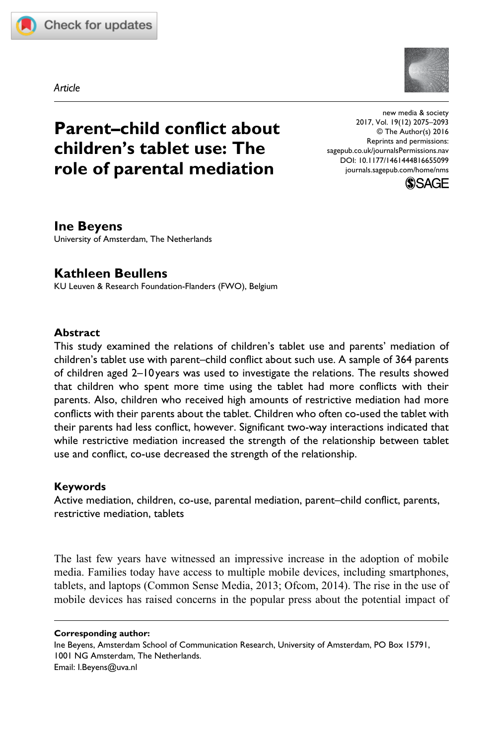Article

# Parent–child conflict about children's tablet use: The role of parental mediation

**Ine Beyens**
University of Amsterdam, The Netherlands

**Kathleen Beullens**
KU Leuven & Research Foundation-Flanders (FWO), Belgium

### Abstract

This study examined the relations of children's tablet use and parents' mediation of children's tablet use with parent–child conflict about such use. A sample of 364 parents of children aged 2–10 years was used to investigate the relations. The results showed that children who spent more time using the tablet had more conflicts with their parents. Also, children who received high amounts of restrictive mediation had more conflicts with their parents about the tablet. Children who often co-used the tablet with their parents had less conflict, however. Significant two-way interactions indicated that while restrictive mediation increased the strength of the relationship between tablet use and conflict, co-use decreased the strength of the relationship.

### Keywords

Active mediation, children, co-use, parental mediation, parent–child conflict, parents, restrictive mediation, tablets

The last few years have witnessed an impressive increase in the adoption of mobile media. Families today have access to multiple mobile devices, including smartphones, tablets, and laptops (Common Sense Media, 2013; Ofcom, 2014). The rise in the use of mobile devices has raised concerns in the popular press about the potential impact of

**Corresponding author:**
Ine Beyens, Amsterdam School of Communication Research, University of Amsterdam, PO Box 15791, 1001 NG Amsterdam, The Netherlands.
Email: I.Beyens@uva.nl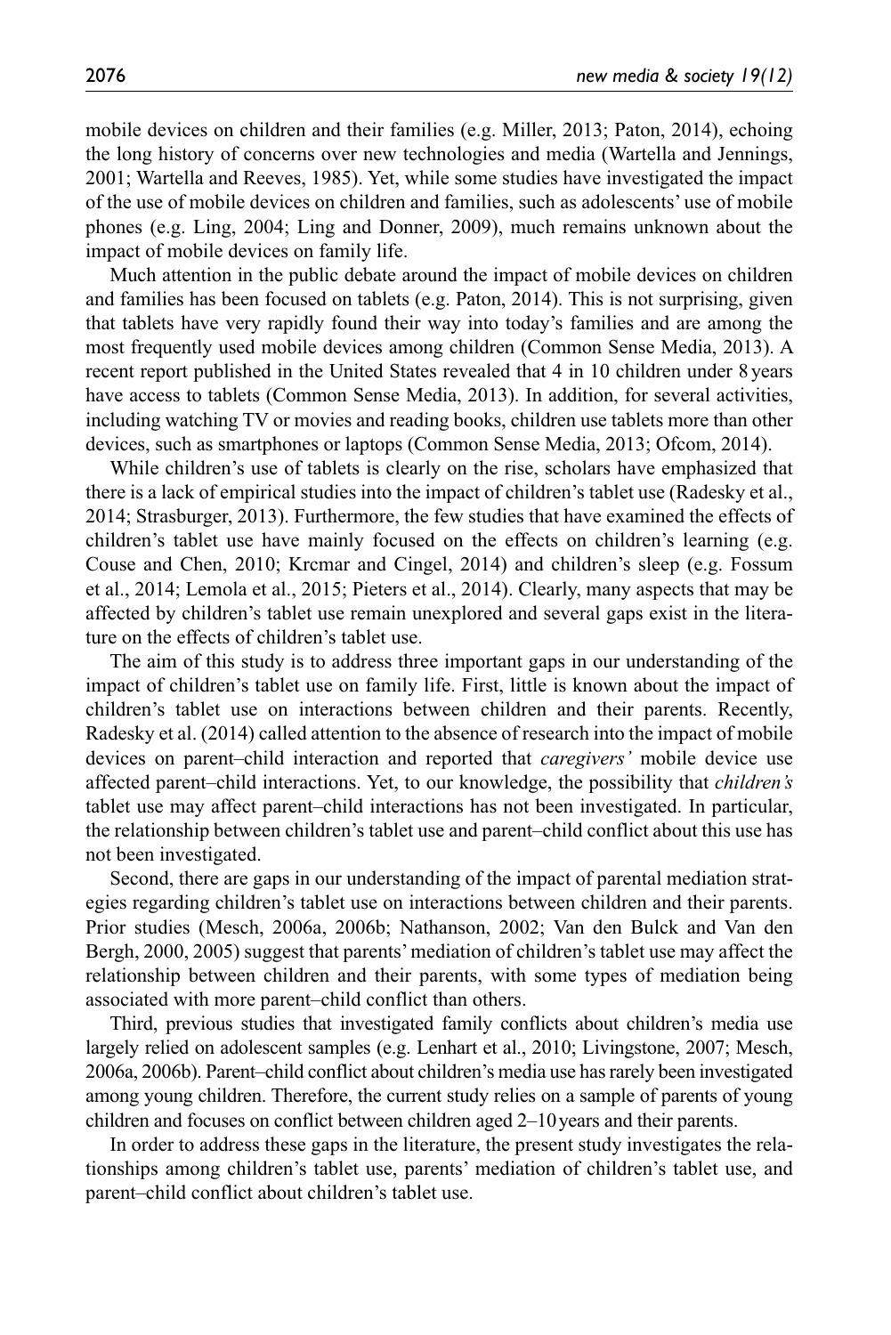mobile devices on children and their families (e.g. Miller, 2013; Paton, 2014), echoing the long history of concerns over new technologies and media (Wartella and Jennings, 2001; Wartella and Reeves, 1985). Yet, while some studies have investigated the impact of the use of mobile devices on children and families, such as adolescents' use of mobile phones (e.g. Ling, 2004; Ling and Donner, 2009), much remains unknown about the impact of mobile devices on family life.

Much attention in the public debate around the impact of mobile devices on children and families has been focused on tablets (e.g. Paton, 2014). This is not surprising, given that tablets have very rapidly found their way into today's families and are among the most frequently used mobile devices among children (Common Sense Media, 2013). A recent report published in the United States revealed that 4 in 10 children under 8 years have access to tablets (Common Sense Media, 2013). In addition, for several activities, including watching TV or movies and reading books, children use tablets more than other devices, such as smartphones or laptops (Common Sense Media, 2013; Ofcom, 2014).

While children's use of tablets is clearly on the rise, scholars have emphasized that there is a lack of empirical studies into the impact of children's tablet use (Radesky et al., 2014; Strasburger, 2013). Furthermore, the few studies that have examined the effects of children's tablet use have mainly focused on the effects on children's learning (e.g. Couse and Chen, 2010; Krcmar and Cingel, 2014) and children's sleep (e.g. Fossum et al., 2014; Lemola et al., 2015; Pieters et al., 2014). Clearly, many aspects that may be affected by children's tablet use remain unexplored and several gaps exist in the literature on the effects of children's tablet use.

The aim of this study is to address three important gaps in our understanding of the impact of children's tablet use on family life. First, little is known about the impact of children's tablet use on interactions between children and their parents. Recently, Radesky et al. (2014) called attention to the absence of research into the impact of mobile devices on parent–child interaction and reported that *caregivers'* mobile device use affected parent–child interactions. Yet, to our knowledge, the possibility that *children's* tablet use may affect parent–child interactions has not been investigated. In particular, the relationship between children's tablet use and parent–child conflict about this use has not been investigated.

Second, there are gaps in our understanding of the impact of parental mediation strategies regarding children's tablet use on interactions between children and their parents. Prior studies (Mesch, 2006a, 2006b; Nathanson, 2002; Van den Bulck and Van den Bergh, 2000, 2005) suggest that parents' mediation of children's tablet use may affect the relationship between children and their parents, with some types of mediation being associated with more parent–child conflict than others.

Third, previous studies that investigated family conflicts about children's media use largely relied on adolescent samples (e.g. Lenhart et al., 2010; Livingstone, 2007; Mesch, 2006a, 2006b). Parent–child conflict about children's media use has rarely been investigated among young children. Therefore, the current study relies on a sample of parents of young children and focuses on conflict between children aged 2–10 years and their parents.

In order to address these gaps in the literature, the present study investigates the relationships among children's tablet use, parents' mediation of children's tablet use, and parent–child conflict about children's tablet use.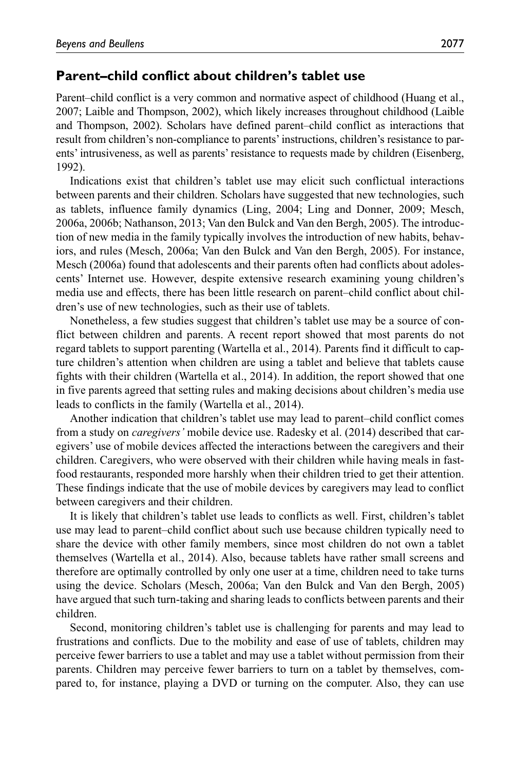## Parent–child conflict about children's tablet use

Parent–child conflict is a very common and normative aspect of childhood (Huang et al., 2007; Laible and Thompson, 2002), which likely increases throughout childhood (Laible and Thompson, 2002). Scholars have defined parent–child conflict as interactions that result from children's non-compliance to parents' instructions, children's resistance to parents' intrusiveness, as well as parents' resistance to requests made by children (Eisenberg, 1992).

Indications exist that children's tablet use may elicit such conflictual interactions between parents and their children. Scholars have suggested that new technologies, such as tablets, influence family dynamics (Ling, 2004; Ling and Donner, 2009; Mesch, 2006a, 2006b; Nathanson, 2013; Van den Bulck and Van den Bergh, 2005). The introduction of new media in the family typically involves the introduction of new habits, behaviors, and rules (Mesch, 2006a; Van den Bulck and Van den Bergh, 2005). For instance, Mesch (2006a) found that adolescents and their parents often had conflicts about adolescents' Internet use. However, despite extensive research examining young children's media use and effects, there has been little research on parent–child conflict about children's use of new technologies, such as their use of tablets.

Nonetheless, a few studies suggest that children's tablet use may be a source of conflict between children and parents. A recent report showed that most parents do not regard tablets to support parenting (Wartella et al., 2014). Parents find it difficult to capture children's attention when children are using a tablet and believe that tablets cause fights with their children (Wartella et al., 2014). In addition, the report showed that one in five parents agreed that setting rules and making decisions about children's media use leads to conflicts in the family (Wartella et al., 2014).

Another indication that children's tablet use may lead to parent–child conflict comes from a study on *caregivers'* mobile device use. Radesky et al. (2014) described that caregivers' use of mobile devices affected the interactions between the caregivers and their children. Caregivers, who were observed with their children while having meals in fast-food restaurants, responded more harshly when their children tried to get their attention. These findings indicate that the use of mobile devices by caregivers may lead to conflict between caregivers and their children.

It is likely that children's tablet use leads to conflicts as well. First, children's tablet use may lead to parent–child conflict about such use because children typically need to share the device with other family members, since most children do not own a tablet themselves (Wartella et al., 2014). Also, because tablets have rather small screens and therefore are optimally controlled by only one user at a time, children need to take turns using the device. Scholars (Mesch, 2006a; Van den Bulck and Van den Bergh, 2005) have argued that such turn-taking and sharing leads to conflicts between parents and their children.

Second, monitoring children's tablet use is challenging for parents and may lead to frustrations and conflicts. Due to the mobility and ease of use of tablets, children may perceive fewer barriers to use a tablet and may use a tablet without permission from their parents. Children may perceive fewer barriers to turn on a tablet by themselves, compared to, for instance, playing a DVD or turning on the computer. Also, they can use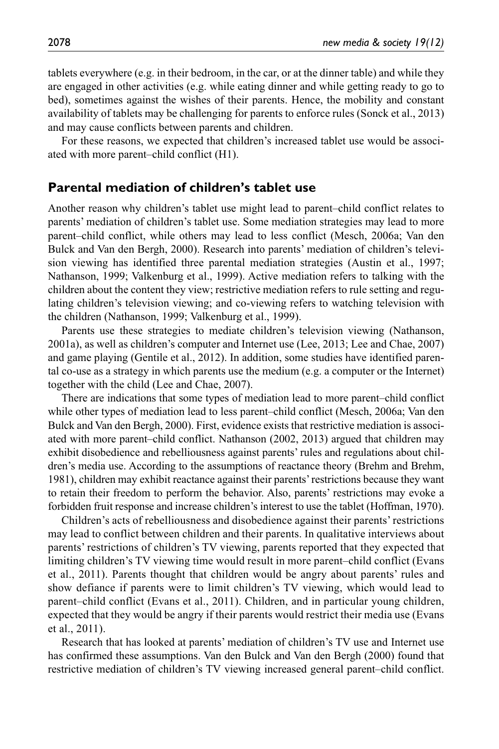tablets everywhere (e.g. in their bedroom, in the car, or at the dinner table) and while they are engaged in other activities (e.g. while eating dinner and while getting ready to go to bed), sometimes against the wishes of their parents. Hence, the mobility and constant availability of tablets may be challenging for parents to enforce rules (Sonck et al., 2013) and may cause conflicts between parents and children.

For these reasons, we expected that children's increased tablet use would be associated with more parent–child conflict (H1).

## Parental mediation of children's tablet use

Another reason why children's tablet use might lead to parent–child conflict relates to parents' mediation of children's tablet use. Some mediation strategies may lead to more parent–child conflict, while others may lead to less conflict (Mesch, 2006a; Van den Bulck and Van den Bergh, 2000). Research into parents' mediation of children's television viewing has identified three parental mediation strategies (Austin et al., 1997; Nathanson, 1999; Valkenburg et al., 1999). Active mediation refers to talking with the children about the content they view; restrictive mediation refers to rule setting and regulating children's television viewing; and co-viewing refers to watching television with the children (Nathanson, 1999; Valkenburg et al., 1999).

Parents use these strategies to mediate children's television viewing (Nathanson, 2001a), as well as children's computer and Internet use (Lee, 2013; Lee and Chae, 2007) and game playing (Gentile et al., 2012). In addition, some studies have identified parental co-use as a strategy in which parents use the medium (e.g. a computer or the Internet) together with the child (Lee and Chae, 2007).

There are indications that some types of mediation lead to more parent–child conflict while other types of mediation lead to less parent–child conflict (Mesch, 2006a; Van den Bulck and Van den Bergh, 2000). First, evidence exists that restrictive mediation is associated with more parent–child conflict. Nathanson (2002, 2013) argued that children may exhibit disobedience and rebelliousness against parents' rules and regulations about children's media use. According to the assumptions of reactance theory (Brehm and Brehm, 1981), children may exhibit reactance against their parents' restrictions because they want to retain their freedom to perform the behavior. Also, parents' restrictions may evoke a forbidden fruit response and increase children's interest to use the tablet (Hoffman, 1970).

Children's acts of rebelliousness and disobedience against their parents' restrictions may lead to conflict between children and their parents. In qualitative interviews about parents' restrictions of children's TV viewing, parents reported that they expected that limiting children's TV viewing time would result in more parent–child conflict (Evans et al., 2011). Parents thought that children would be angry about parents' rules and show defiance if parents were to limit children's TV viewing, which would lead to parent–child conflict (Evans et al., 2011). Children, and in particular young children, expected that they would be angry if their parents would restrict their media use (Evans et al., 2011).

Research that has looked at parents' mediation of children's TV use and Internet use has confirmed these assumptions. Van den Bulck and Van den Bergh (2000) found that restrictive mediation of children's TV viewing increased general parent–child conflict.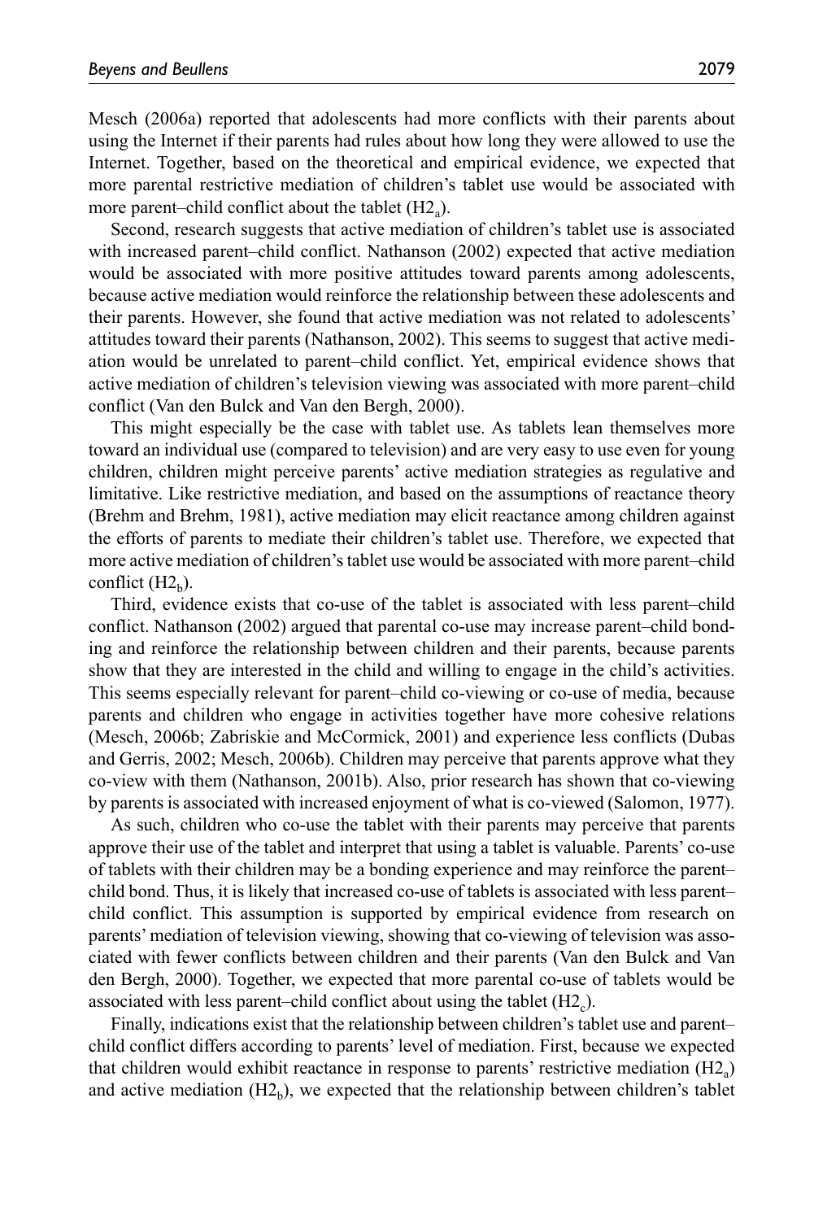Mesch (2006a) reported that adolescents had more conflicts with their parents about using the Internet if their parents had rules about how long they were allowed to use the Internet. Together, based on the theoretical and empirical evidence, we expected that more parental restrictive mediation of children's tablet use would be associated with more parent–child conflict about the tablet ($H2_a$).

Second, research suggests that active mediation of children's tablet use is associated with increased parent–child conflict. Nathanson (2002) expected that active mediation would be associated with more positive attitudes toward parents among adolescents, because active mediation would reinforce the relationship between these adolescents and their parents. However, she found that active mediation was not related to adolescents' attitudes toward their parents (Nathanson, 2002). This seems to suggest that active mediation would be unrelated to parent–child conflict. Yet, empirical evidence shows that active mediation of children's television viewing was associated with more parent–child conflict (Van den Bulck and Van den Bergh, 2000).

This might especially be the case with tablet use. As tablets lean themselves more toward an individual use (compared to television) and are very easy to use even for young children, children might perceive parents' active mediation strategies as regulative and limitative. Like restrictive mediation, and based on the assumptions of reactance theory (Brehm and Brehm, 1981), active mediation may elicit reactance among children against the efforts of parents to mediate their children's tablet use. Therefore, we expected that more active mediation of children's tablet use would be associated with more parent–child conflict ($H2_b$).

Third, evidence exists that co-use of the tablet is associated with less parent–child conflict. Nathanson (2002) argued that parental co-use may increase parent–child bonding and reinforce the relationship between children and their parents, because parents show that they are interested in the child and willing to engage in the child's activities. This seems especially relevant for parent–child co-viewing or co-use of media, because parents and children who engage in activities together have more cohesive relations (Mesch, 2006b; Zabriskie and McCormick, 2001) and experience less conflicts (Dubas and Gerris, 2002; Mesch, 2006b). Children may perceive that parents approve what they co-view with them (Nathanson, 2001b). Also, prior research has shown that co-viewing by parents is associated with increased enjoyment of what is co-viewed (Salomon, 1977).

As such, children who co-use the tablet with their parents may perceive that parents approve their use of the tablet and interpret that using a tablet is valuable. Parents' co-use of tablets with their children may be a bonding experience and may reinforce the parent–child bond. Thus, it is likely that increased co-use of tablets is associated with less parent–child conflict. This assumption is supported by empirical evidence from research on parents' mediation of television viewing, showing that co-viewing of television was associated with fewer conflicts between children and their parents (Van den Bulck and Van den Bergh, 2000). Together, we expected that more parental co-use of tablets would be associated with less parent–child conflict about using the tablet ($H2_c$).

Finally, indications exist that the relationship between children's tablet use and parent–child conflict differs according to parents' level of mediation. First, because we expected that children would exhibit reactance in response to parents' restrictive mediation ($H2_a$) and active mediation ($H2_b$), we expected that the relationship between children's tablet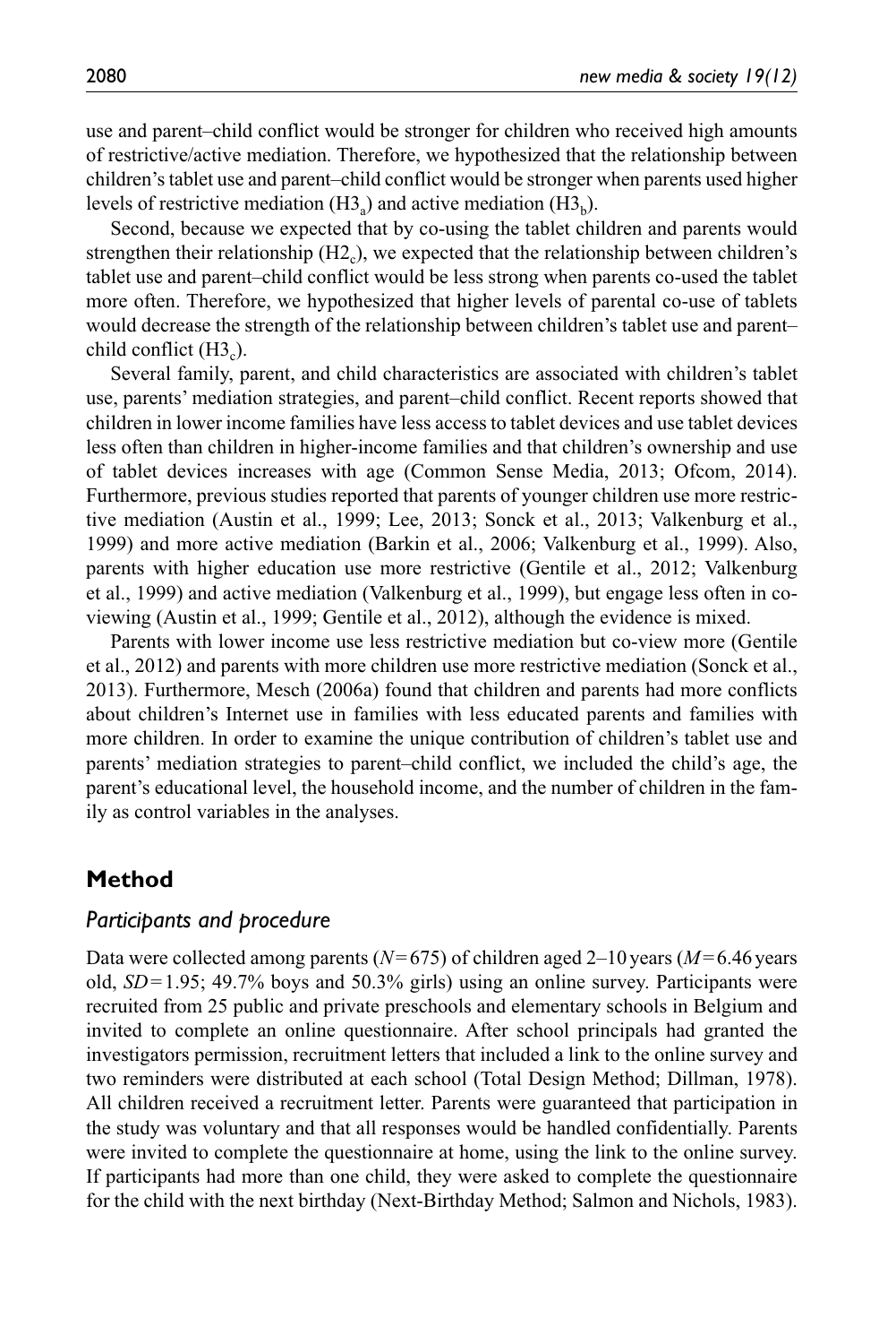use and parent–child conflict would be stronger for children who received high amounts of restrictive/active mediation. Therefore, we hypothesized that the relationship between children's tablet use and parent–child conflict would be stronger when parents used higher levels of restrictive mediation ($H3_a$) and active mediation ($H3_b$).

Second, because we expected that by co-using the tablet children and parents would strengthen their relationship ($H2_c$), we expected that the relationship between children's tablet use and parent–child conflict would be less strong when parents co-used the tablet more often. Therefore, we hypothesized that higher levels of parental co-use of tablets would decrease the strength of the relationship between children's tablet use and parent–child conflict ($H3_c$).

Several family, parent, and child characteristics are associated with children's tablet use, parents' mediation strategies, and parent–child conflict. Recent reports showed that children in lower income families have less access to tablet devices and use tablet devices less often than children in higher-income families and that children's ownership and use of tablet devices increases with age (Common Sense Media, 2013; Ofcom, 2014). Furthermore, previous studies reported that parents of younger children use more restrictive mediation (Austin et al., 1999; Lee, 2013; Sonck et al., 2013; Valkenburg et al., 1999) and more active mediation (Barkin et al., 2006; Valkenburg et al., 1999). Also, parents with higher education use more restrictive (Gentile et al., 2012; Valkenburg et al., 1999) and active mediation (Valkenburg et al., 1999), but engage less often in co-viewing (Austin et al., 1999; Gentile et al., 2012), although the evidence is mixed.

Parents with lower income use less restrictive mediation but co-view more (Gentile et al., 2012) and parents with more children use more restrictive mediation (Sonck et al., 2013). Furthermore, Mesch (2006a) found that children and parents had more conflicts about children's Internet use in families with less educated parents and families with more children. In order to examine the unique contribution of children's tablet use and parents' mediation strategies to parent–child conflict, we included the child's age, the parent's educational level, the household income, and the number of children in the family as control variables in the analyses.

## Method

### *Participants and procedure*

Data were collected among parents ($N = 675$) of children aged 2–10 years ($M = 6.46$ years old, $SD = 1.95$; 49.7% boys and 50.3% girls) using an online survey. Participants were recruited from 25 public and private preschools and elementary schools in Belgium and invited to complete an online questionnaire. After school principals had granted the investigators permission, recruitment letters that included a link to the online survey and two reminders were distributed at each school (Total Design Method; Dillman, 1978). All children received a recruitment letter. Parents were guaranteed that participation in the study was voluntary and that all responses would be handled confidentially. Parents were invited to complete the questionnaire at home, using the link to the online survey. If participants had more than one child, they were asked to complete the questionnaire for the child with the next birthday (Next-Birthday Method; Salmon and Nichols, 1983).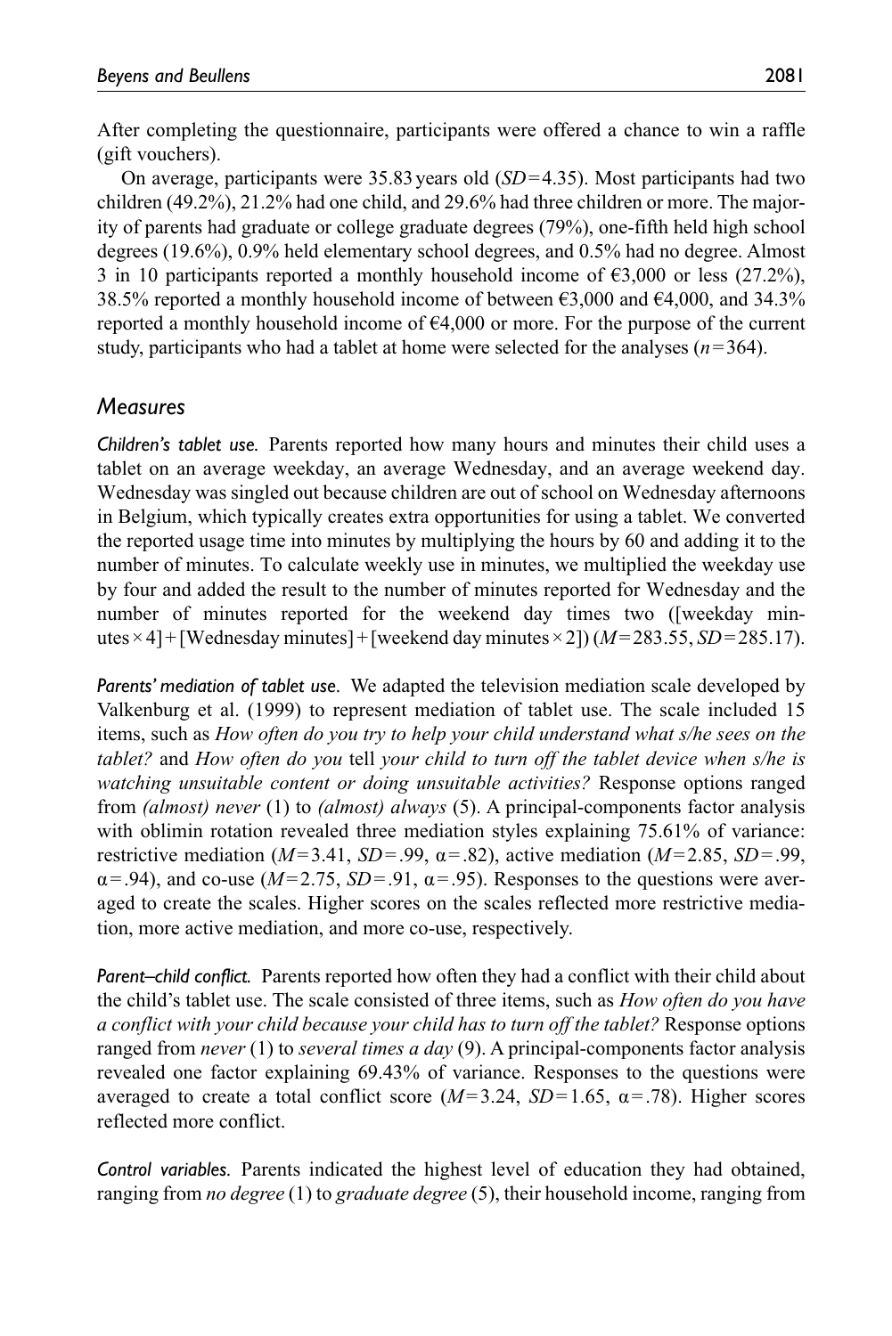After completing the questionnaire, participants were offered a chance to win a raffle (gift vouchers).

On average, participants were 35.83 years old ($SD = 4.35$). Most participants had two children (49.2%), 21.2% had one child, and 29.6% had three children or more. The majority of parents had graduate or college graduate degrees (79%), one-fifth held high school degrees (19.6%), 0.9% held elementary school degrees, and 0.5% had no degree. Almost 3 in 10 participants reported a monthly household income of €3,000 or less (27.2%), 38.5% reported a monthly household income of between €3,000 and €4,000, and 34.3% reported a monthly household income of €4,000 or more. For the purpose of the current study, participants who had a tablet at home were selected for the analyses ($n = 364$).

## Measures

***Children's tablet use.*** Parents reported how many hours and minutes their child uses a tablet on an average weekday, an average Wednesday, and an average weekend day. Wednesday was singled out because children are out of school on Wednesday afternoons in Belgium, which typically creates extra opportunities for using a tablet. We converted the reported usage time into minutes by multiplying the hours by 60 and adding it to the number of minutes. To calculate weekly use in minutes, we multiplied the weekday use by four and added the result to the number of minutes reported for Wednesday and the number of minutes reported for the weekend day times two ([weekday minutes × 4] + [Wednesday minutes] + [weekend day minutes × 2]) ($M = 283.55$, $SD = 285.17$).

***Parents' mediation of tablet use.*** We adapted the television mediation scale developed by Valkenburg et al. (1999) to represent mediation of tablet use. The scale included 15 items, such as *How often do you try to help your child understand what s/he sees on the tablet?* and *How often do you* tell *your child to turn off the tablet device when s/he is watching unsuitable content or doing unsuitable activities?* Response options ranged from *(almost) never* (1) to *(almost) always* (5). A principal-components factor analysis with oblimin rotation revealed three mediation styles explaining 75.61% of variance: restrictive mediation ($M = 3.41$, $SD = .99$, $\alpha = .82$), active mediation ($M = 2.85$, $SD = .99$, $\alpha = .94$), and co-use ($M = 2.75$, $SD = .91$, $\alpha = .95$). Responses to the questions were averaged to create the scales. Higher scores on the scales reflected more restrictive mediation, more active mediation, and more co-use, respectively.

***Parent–child conflict.*** Parents reported how often they had a conflict with their child about the child's tablet use. The scale consisted of three items, such as *How often do you have a conflict with your child because your child has to turn off the tablet?* Response options ranged from *never* (1) to *several times a day* (9). A principal-components factor analysis revealed one factor explaining 69.43% of variance. Responses to the questions were averaged to create a total conflict score ($M = 3.24$, $SD = 1.65$, $\alpha = .78$). Higher scores reflected more conflict.

***Control variables.*** Parents indicated the highest level of education they had obtained, ranging from *no degree* (1) to *graduate degree* (5), their household income, ranging from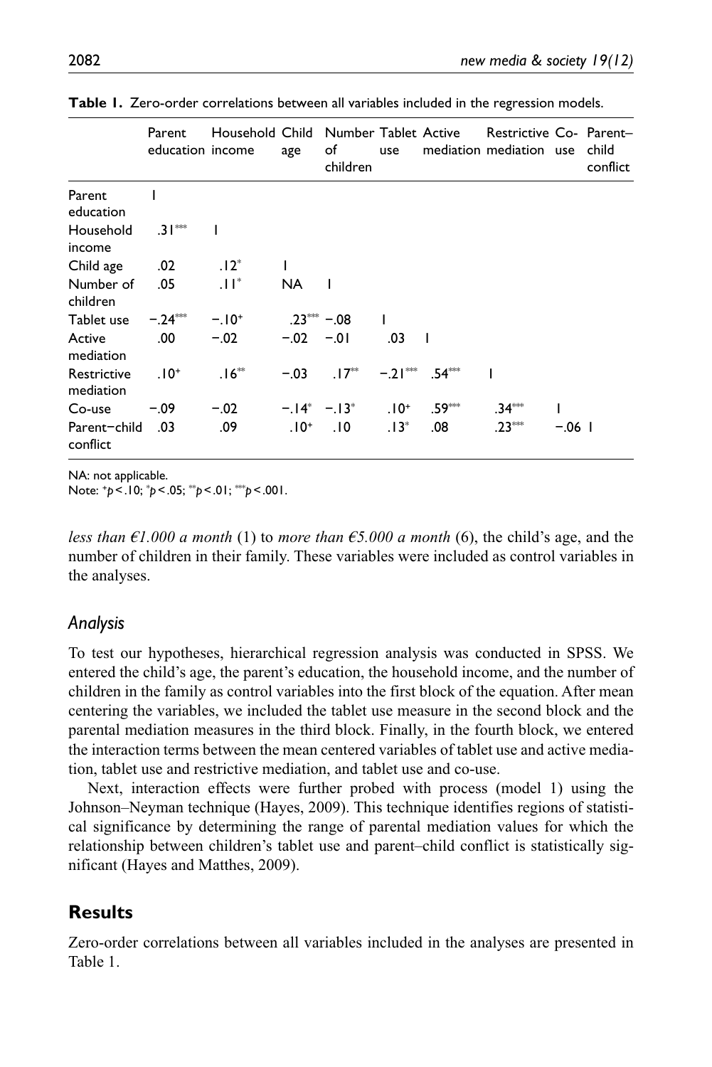**Table 1.** Zero-order correlations between all variables included in the regression models.

| | Parent education | Household income | Child age | Number of children | Tablet use | Active mediation | Restrictive mediation | Co-use | Parent–child conflict |
|---|---|---|---|---|---|---|---|---|---|
| Parent education | 1 | | | | | | | | |
| Household income | .31*** | 1 | | | | | | | |
| Child age | .02 | .12* | 1 | | | | | | |
| Number of children | .05 | .11* | NA | 1 | | | | | |
| Tablet use | −.24*** | −.10+ | .23*** | −.08 | 1 | | | | |
| Active mediation | .00 | −.02 | −.02 | −.01 | .03 | 1 | | | |
| Restrictive mediation | .10+ | .16** | −.03 | .17** | −.21*** | .54*** | 1 | | |
| Co-use | −.09 | −.02 | −.14* | −.13* | .10+ | .59*** | .34*** | 1 | |
| Parent−child conflict | .03 | .09 | .10+ | .10 | .13* | .08 | .23*** | −.06 | 1 |

NA: not applicable.
Note: +$p < .10$; *$p < .05$; **$p < .01$; ***$p < .001$.

*less than €1.000 a month* (1) to *more than €5.000 a month* (6), the child's age, and the number of children in their family. These variables were included as control variables in the analyses.

### *Analysis*

To test our hypotheses, hierarchical regression analysis was conducted in SPSS. We entered the child's age, the parent's education, the household income, and the number of children in the family as control variables into the first block of the equation. After mean centering the variables, we included the tablet use measure in the second block and the parental mediation measures in the third block. Finally, in the fourth block, we entered the interaction terms between the mean centered variables of tablet use and active mediation, tablet use and restrictive mediation, and tablet use and co-use.

Next, interaction effects were further probed with process (model 1) using the Johnson–Neyman technique (Hayes, 2009). This technique identifies regions of statistical significance by determining the range of parental mediation values for which the relationship between children's tablet use and parent–child conflict is statistically significant (Hayes and Matthes, 2009).

## **Results**

Zero-order correlations between all variables included in the analyses are presented in Table 1.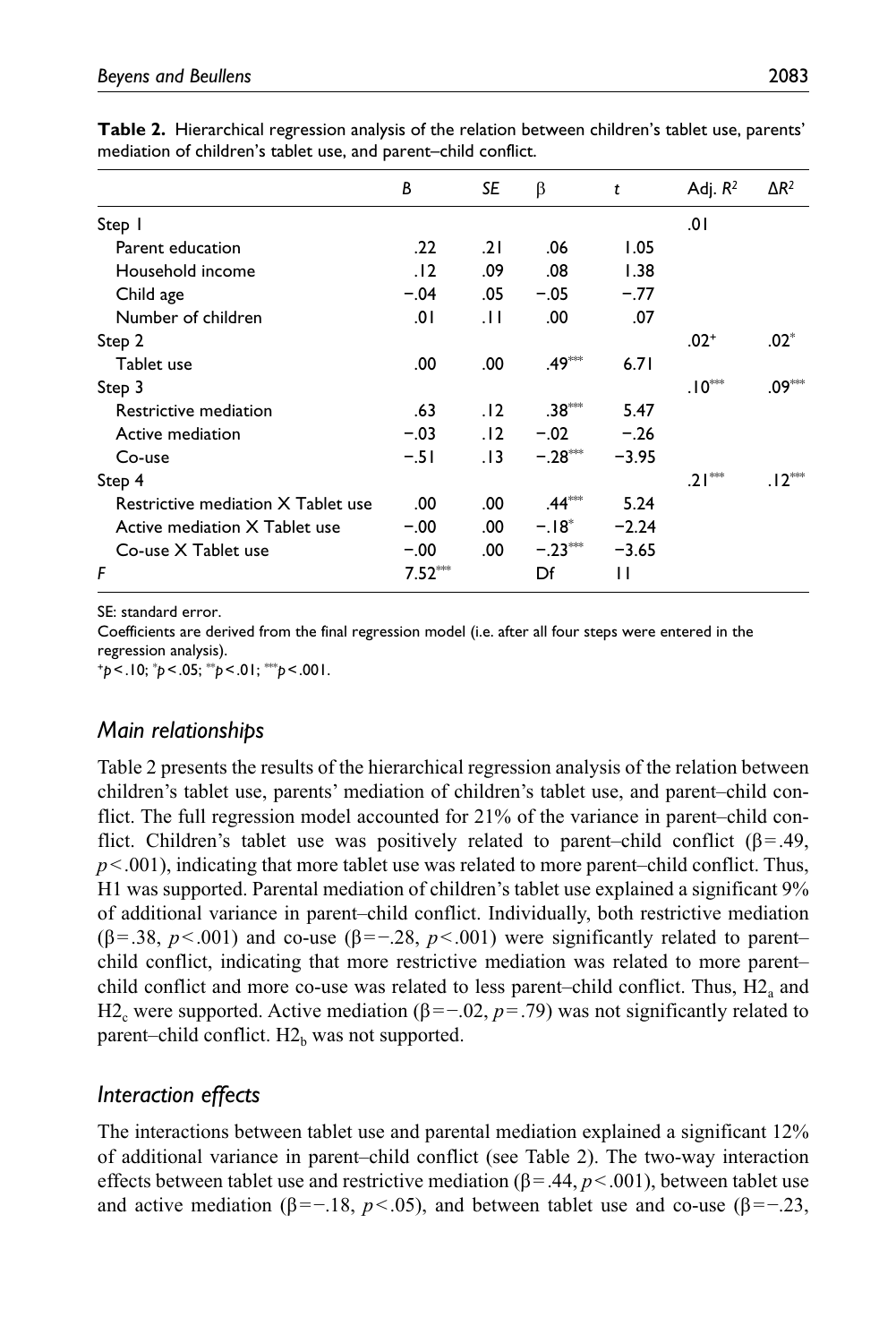**Table 2.** Hierarchical regression analysis of the relation between children's tablet use, parents' mediation of children's tablet use, and parent–child conflict.

| | *B* | *SE* | β | *t* | Adj. $R^2$ | $\Delta R^2$ |
|---|---|---|---|---|---|---|
| Step 1 | | | | | .01 | |
| Parent education | .22 | .21 | .06 | 1.05 | | |
| Household income | .12 | .09 | .08 | 1.38 | | |
| Child age | −.04 | .05 | −.05 | −.77 | | |
| Number of children | .01 | .11 | .00 | .07 | | |
| Step 2 | | | | | $.02^{+}$ | $.02^{*}$ |
| Tablet use | .00 | .00 | $.49^{***}$ | 6.71 | | |
| Step 3 | | | | | $.10^{***}$ | $.09^{***}$ |
| Restrictive mediation | .63 | .12 | $.38^{***}$ | 5.47 | | |
| Active mediation | −.03 | .12 | −.02 | −.26 | | |
| Co-use | −.51 | .13 | $-.28^{***}$ | −3.95 | | |
| Step 4 | | | | | $.21^{***}$ | $.12^{***}$ |
| Restrictive mediation X Tablet use | .00 | .00 | $.44^{***}$ | 5.24 | | |
| Active mediation X Tablet use | −.00 | .00 | $-.18^{*}$ | −2.24 | | |
| Co-use X Tablet use | −.00 | .00 | $-.23^{***}$ | −3.65 | | |
| *F* | $7.52^{***}$ | | Df | 11 | | |

SE: standard error.

Coefficients are derived from the final regression model (i.e. after all four steps were entered in the regression analysis).

$^{+}p<.10$; $^{*}p<.05$; $^{**}p<.01$; $^{***}p<.001$.

### *Main relationships*

Table 2 presents the results of the hierarchical regression analysis of the relation between children's tablet use, parents' mediation of children's tablet use, and parent–child conflict. The full regression model accounted for 21% of the variance in parent–child conflict. Children's tablet use was positively related to parent–child conflict ($\beta=.49$, $p<.001$), indicating that more tablet use was related to more parent–child conflict. Thus, H1 was supported. Parental mediation of children's tablet use explained a significant 9% of additional variance in parent–child conflict. Individually, both restrictive mediation ($\beta=.38$, $p<.001$) and co-use ($\beta=-.28$, $p<.001$) were significantly related to parent–child conflict, indicating that more restrictive mediation was related to more parent–child conflict and more co-use was related to less parent–child conflict. Thus, $H2_a$ and $H2_c$ were supported. Active mediation ($\beta=-.02$, $p=.79$) was not significantly related to parent–child conflict. $H2_b$ was not supported.

### *Interaction effects*

The interactions between tablet use and parental mediation explained a significant 12% of additional variance in parent–child conflict (see Table 2). The two-way interaction effects between tablet use and restrictive mediation ($\beta=.44$, $p<.001$), between tablet use and active mediation ($\beta=-.18$, $p<.05$), and between tablet use and co-use ($\beta=-.23$,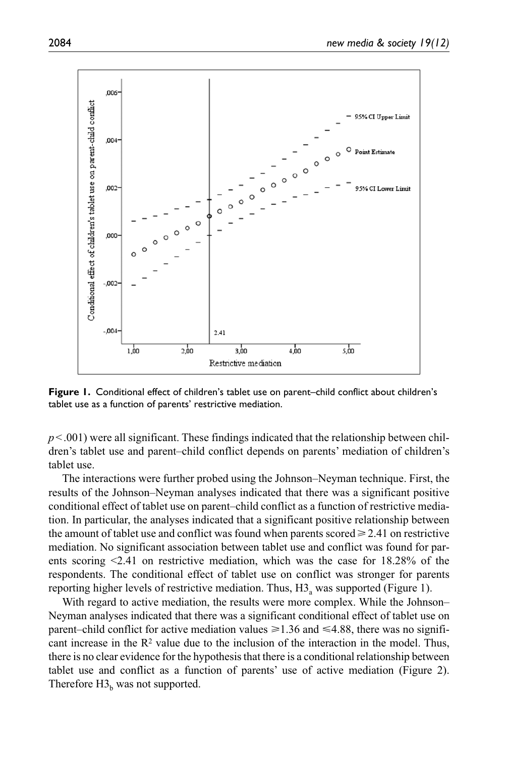**Figure 1.** Conditional effect of children's tablet use on parent–child conflict about children's tablet use as a function of parents' restrictive mediation.

$p < .001$) were all significant. These findings indicated that the relationship between children's tablet use and parent–child conflict depends on parents' mediation of children's tablet use.

The interactions were further probed using the Johnson–Neyman technique. First, the results of the Johnson–Neyman analyses indicated that there was a significant positive conditional effect of tablet use on parent–child conflict as a function of restrictive mediation. In particular, the analyses indicated that a significant positive relationship between the amount of tablet use and conflict was found when parents scored $\geqslant 2.41$ on restrictive mediation. No significant association between tablet use and conflict was found for parents scoring $<2.41$ on restrictive mediation, which was the case for 18.28% of the respondents. The conditional effect of tablet use on conflict was stronger for parents reporting higher levels of restrictive mediation. Thus, $H3_a$ was supported (Figure 1).

With regard to active mediation, the results were more complex. While the Johnson–Neyman analyses indicated that there was a significant conditional effect of tablet use on parent–child conflict for active mediation values $\geqslant 1.36$ and $\leqslant 4.88$, there was no significant increase in the $R^2$ value due to the inclusion of the interaction in the model. Thus, there is no clear evidence for the hypothesis that there is a conditional relationship between tablet use and conflict as a function of parents' use of active mediation (Figure 2). Therefore $H3_b$ was not supported.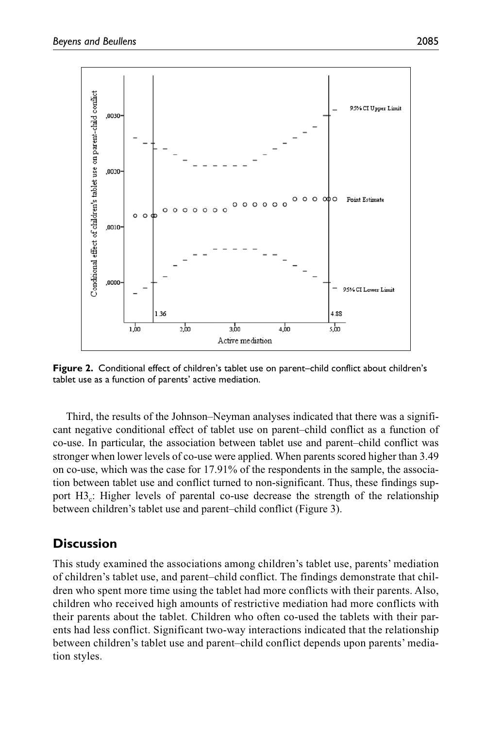**Figure 2.** Conditional effect of children's tablet use on parent–child conflict about children's tablet use as a function of parents' active mediation.

Third, the results of the Johnson–Neyman analyses indicated that there was a significant negative conditional effect of tablet use on parent–child conflict as a function of co-use. In particular, the association between tablet use and parent–child conflict was stronger when lower levels of co-use were applied. When parents scored higher than 3.49 on co-use, which was the case for 17.91% of the respondents in the sample, the association between tablet use and conflict turned to non-significant. Thus, these findings support $H3_c$: Higher levels of parental co-use decrease the strength of the relationship between children's tablet use and parent–child conflict (Figure 3).

## Discussion

This study examined the associations among children's tablet use, parents' mediation of children's tablet use, and parent–child conflict. The findings demonstrate that children who spent more time using the tablet had more conflicts with their parents. Also, children who received high amounts of restrictive mediation had more conflicts with their parents about the tablet. Children who often co-used the tablets with their parents had less conflict. Significant two-way interactions indicated that the relationship between children's tablet use and parent–child conflict depends upon parents' mediation styles.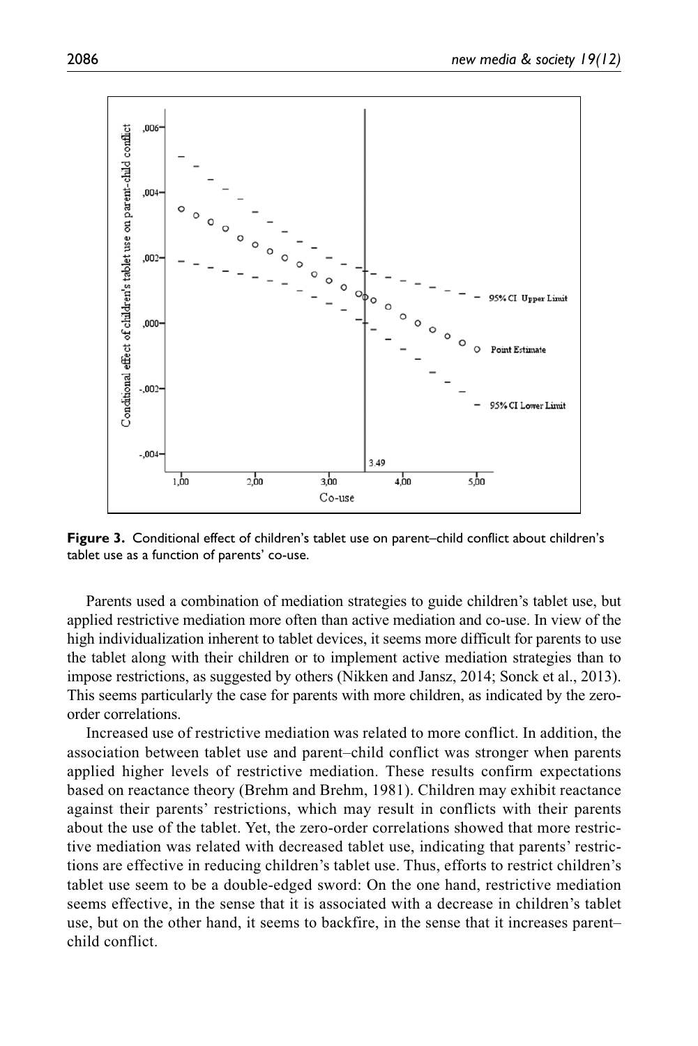**Figure 3.** Conditional effect of children's tablet use on parent–child conflict about children's tablet use as a function of parents' co-use.

Parents used a combination of mediation strategies to guide children's tablet use, but applied restrictive mediation more often than active mediation and co-use. In view of the high individualization inherent to tablet devices, it seems more difficult for parents to use the tablet along with their children or to implement active mediation strategies than to impose restrictions, as suggested by others (Nikken and Jansz, 2014; Sonck et al., 2013). This seems particularly the case for parents with more children, as indicated by the zero-order correlations.

Increased use of restrictive mediation was related to more conflict. In addition, the association between tablet use and parent–child conflict was stronger when parents applied higher levels of restrictive mediation. These results confirm expectations based on reactance theory (Brehm and Brehm, 1981). Children may exhibit reactance against their parents' restrictions, which may result in conflicts with their parents about the use of the tablet. Yet, the zero-order correlations showed that more restrictive mediation was related with decreased tablet use, indicating that parents' restrictions are effective in reducing children's tablet use. Thus, efforts to restrict children's tablet use seem to be a double-edged sword: On the one hand, restrictive mediation seems effective, in the sense that it is associated with a decrease in children's tablet use, but on the other hand, it seems to backfire, in the sense that it increases parent–child conflict.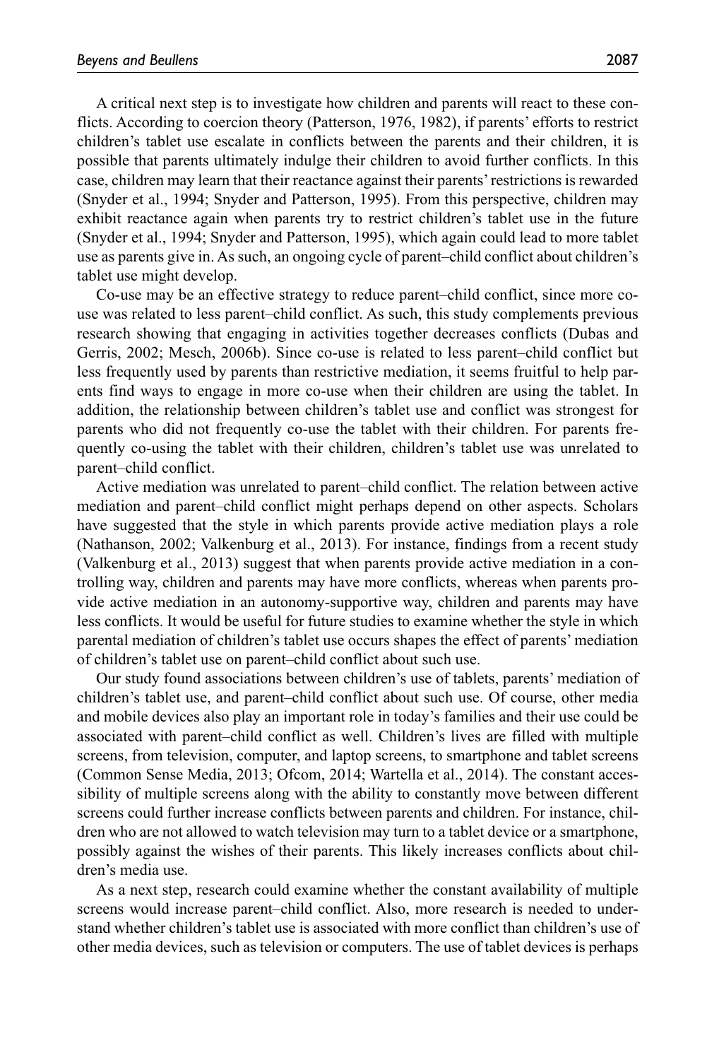A critical next step is to investigate how children and parents will react to these conflicts. According to coercion theory (Patterson, 1976, 1982), if parents' efforts to restrict children's tablet use escalate in conflicts between the parents and their children, it is possible that parents ultimately indulge their children to avoid further conflicts. In this case, children may learn that their reactance against their parents' restrictions is rewarded (Snyder et al., 1994; Snyder and Patterson, 1995). From this perspective, children may exhibit reactance again when parents try to restrict children's tablet use in the future (Snyder et al., 1994; Snyder and Patterson, 1995), which again could lead to more tablet use as parents give in. As such, an ongoing cycle of parent–child conflict about children's tablet use might develop.

Co-use may be an effective strategy to reduce parent–child conflict, since more co-use was related to less parent–child conflict. As such, this study complements previous research showing that engaging in activities together decreases conflicts (Dubas and Gerris, 2002; Mesch, 2006b). Since co-use is related to less parent–child conflict but less frequently used by parents than restrictive mediation, it seems fruitful to help parents find ways to engage in more co-use when their children are using the tablet. In addition, the relationship between children's tablet use and conflict was strongest for parents who did not frequently co-use the tablet with their children. For parents frequently co-using the tablet with their children, children's tablet use was unrelated to parent–child conflict.

Active mediation was unrelated to parent–child conflict. The relation between active mediation and parent–child conflict might perhaps depend on other aspects. Scholars have suggested that the style in which parents provide active mediation plays a role (Nathanson, 2002; Valkenburg et al., 2013). For instance, findings from a recent study (Valkenburg et al., 2013) suggest that when parents provide active mediation in a controlling way, children and parents may have more conflicts, whereas when parents provide active mediation in an autonomy-supportive way, children and parents may have less conflicts. It would be useful for future studies to examine whether the style in which parental mediation of children's tablet use occurs shapes the effect of parents' mediation of children's tablet use on parent–child conflict about such use.

Our study found associations between children's use of tablets, parents' mediation of children's tablet use, and parent–child conflict about such use. Of course, other media and mobile devices also play an important role in today's families and their use could be associated with parent–child conflict as well. Children's lives are filled with multiple screens, from television, computer, and laptop screens, to smartphone and tablet screens (Common Sense Media, 2013; Ofcom, 2014; Wartella et al., 2014). The constant accessibility of multiple screens along with the ability to constantly move between different screens could further increase conflicts between parents and children. For instance, children who are not allowed to watch television may turn to a tablet device or a smartphone, possibly against the wishes of their parents. This likely increases conflicts about children's media use.

As a next step, research could examine whether the constant availability of multiple screens would increase parent–child conflict. Also, more research is needed to understand whether children's tablet use is associated with more conflict than children's use of other media devices, such as television or computers. The use of tablet devices is perhaps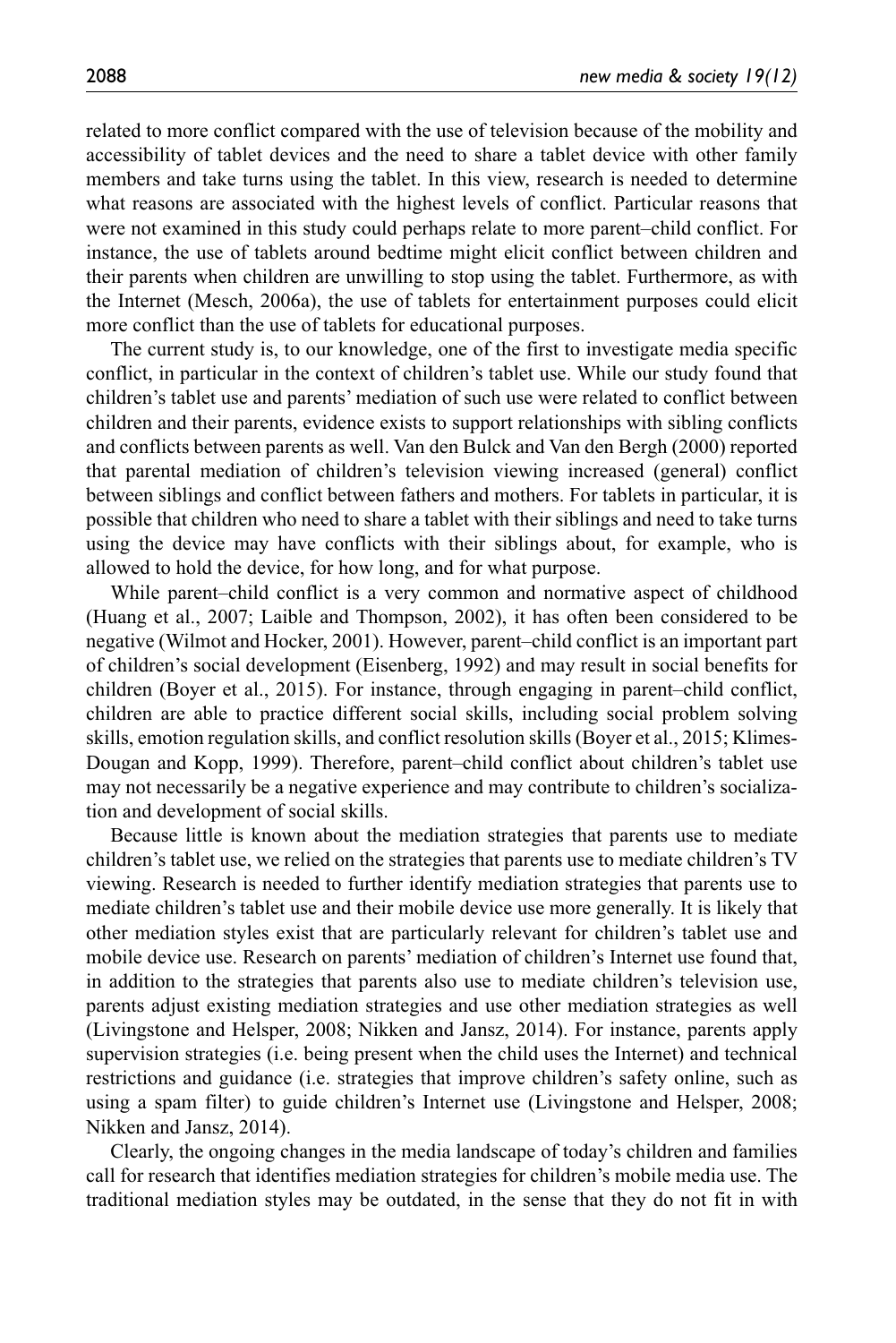related to more conflict compared with the use of television because of the mobility and accessibility of tablet devices and the need to share a tablet device with other family members and take turns using the tablet. In this view, research is needed to determine what reasons are associated with the highest levels of conflict. Particular reasons that were not examined in this study could perhaps relate to more parent–child conflict. For instance, the use of tablets around bedtime might elicit conflict between children and their parents when children are unwilling to stop using the tablet. Furthermore, as with the Internet (Mesch, 2006a), the use of tablets for entertainment purposes could elicit more conflict than the use of tablets for educational purposes.

The current study is, to our knowledge, one of the first to investigate media specific conflict, in particular in the context of children's tablet use. While our study found that children's tablet use and parents' mediation of such use were related to conflict between children and their parents, evidence exists to support relationships with sibling conflicts and conflicts between parents as well. Van den Bulck and Van den Bergh (2000) reported that parental mediation of children's television viewing increased (general) conflict between siblings and conflict between fathers and mothers. For tablets in particular, it is possible that children who need to share a tablet with their siblings and need to take turns using the device may have conflicts with their siblings about, for example, who is allowed to hold the device, for how long, and for what purpose.

While parent–child conflict is a very common and normative aspect of childhood (Huang et al., 2007; Laible and Thompson, 2002), it has often been considered to be negative (Wilmot and Hocker, 2001). However, parent–child conflict is an important part of children's social development (Eisenberg, 1992) and may result in social benefits for children (Boyer et al., 2015). For instance, through engaging in parent–child conflict, children are able to practice different social skills, including social problem solving skills, emotion regulation skills, and conflict resolution skills (Boyer et al., 2015; Klimes-Dougan and Kopp, 1999). Therefore, parent–child conflict about children's tablet use may not necessarily be a negative experience and may contribute to children's socialization and development of social skills.

Because little is known about the mediation strategies that parents use to mediate children's tablet use, we relied on the strategies that parents use to mediate children's TV viewing. Research is needed to further identify mediation strategies that parents use to mediate children's tablet use and their mobile device use more generally. It is likely that other mediation styles exist that are particularly relevant for children's tablet use and mobile device use. Research on parents' mediation of children's Internet use found that, in addition to the strategies that parents also use to mediate children's television use, parents adjust existing mediation strategies and use other mediation strategies as well (Livingstone and Helsper, 2008; Nikken and Jansz, 2014). For instance, parents apply supervision strategies (i.e. being present when the child uses the Internet) and technical restrictions and guidance (i.e. strategies that improve children's safety online, such as using a spam filter) to guide children's Internet use (Livingstone and Helsper, 2008; Nikken and Jansz, 2014).

Clearly, the ongoing changes in the media landscape of today's children and families call for research that identifies mediation strategies for children's mobile media use. The traditional mediation styles may be outdated, in the sense that they do not fit in with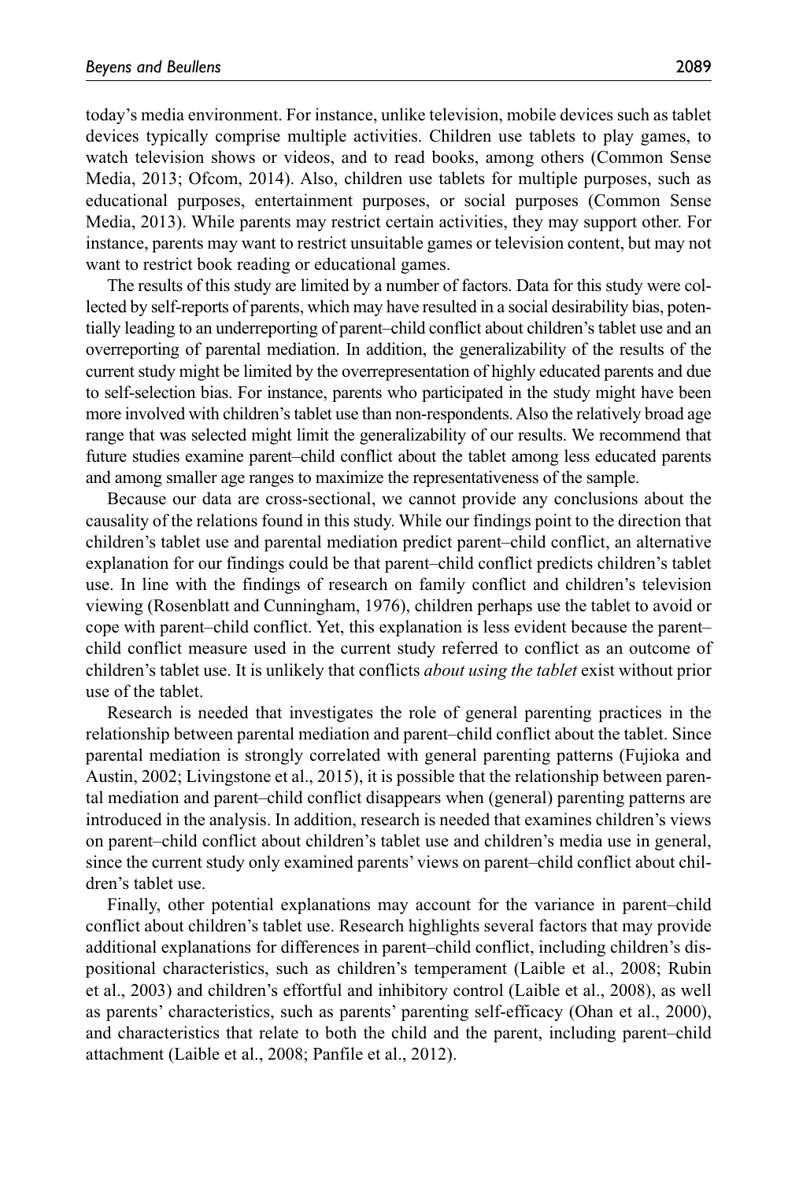today's media environment. For instance, unlike television, mobile devices such as tablet devices typically comprise multiple activities. Children use tablets to play games, to watch television shows or videos, and to read books, among others (Common Sense Media, 2013; Ofcom, 2014). Also, children use tablets for multiple purposes, such as educational purposes, entertainment purposes, or social purposes (Common Sense Media, 2013). While parents may restrict certain activities, they may support other. For instance, parents may want to restrict unsuitable games or television content, but may not want to restrict book reading or educational games.

The results of this study are limited by a number of factors. Data for this study were collected by self-reports of parents, which may have resulted in a social desirability bias, potentially leading to an underreporting of parent–child conflict about children's tablet use and an overreporting of parental mediation. In addition, the generalizability of the results of the current study might be limited by the overrepresentation of highly educated parents and due to self-selection bias. For instance, parents who participated in the study might have been more involved with children's tablet use than non-respondents. Also the relatively broad age range that was selected might limit the generalizability of our results. We recommend that future studies examine parent–child conflict about the tablet among less educated parents and among smaller age ranges to maximize the representativeness of the sample.

Because our data are cross-sectional, we cannot provide any conclusions about the causality of the relations found in this study. While our findings point to the direction that children's tablet use and parental mediation predict parent–child conflict, an alternative explanation for our findings could be that parent–child conflict predicts children's tablet use. In line with the findings of research on family conflict and children's television viewing (Rosenblatt and Cunningham, 1976), children perhaps use the tablet to avoid or cope with parent–child conflict. Yet, this explanation is less evident because the parent–child conflict measure used in the current study referred to conflict as an outcome of children's tablet use. It is unlikely that conflicts *about using the tablet* exist without prior use of the tablet.

Research is needed that investigates the role of general parenting practices in the relationship between parental mediation and parent–child conflict about the tablet. Since parental mediation is strongly correlated with general parenting patterns (Fujioka and Austin, 2002; Livingstone et al., 2015), it is possible that the relationship between parental mediation and parent–child conflict disappears when (general) parenting patterns are introduced in the analysis. In addition, research is needed that examines children's views on parent–child conflict about children's tablet use and children's media use in general, since the current study only examined parents' views on parent–child conflict about children's tablet use.

Finally, other potential explanations may account for the variance in parent–child conflict about children's tablet use. Research highlights several factors that may provide additional explanations for differences in parent–child conflict, including children's dispositional characteristics, such as children's temperament (Laible et al., 2008; Rubin et al., 2003) and children's effortful and inhibitory control (Laible et al., 2008), as well as parents' characteristics, such as parents' parenting self-efficacy (Ohan et al., 2000), and characteristics that relate to both the child and the parent, including parent–child attachment (Laible et al., 2008; Panfile et al., 2012).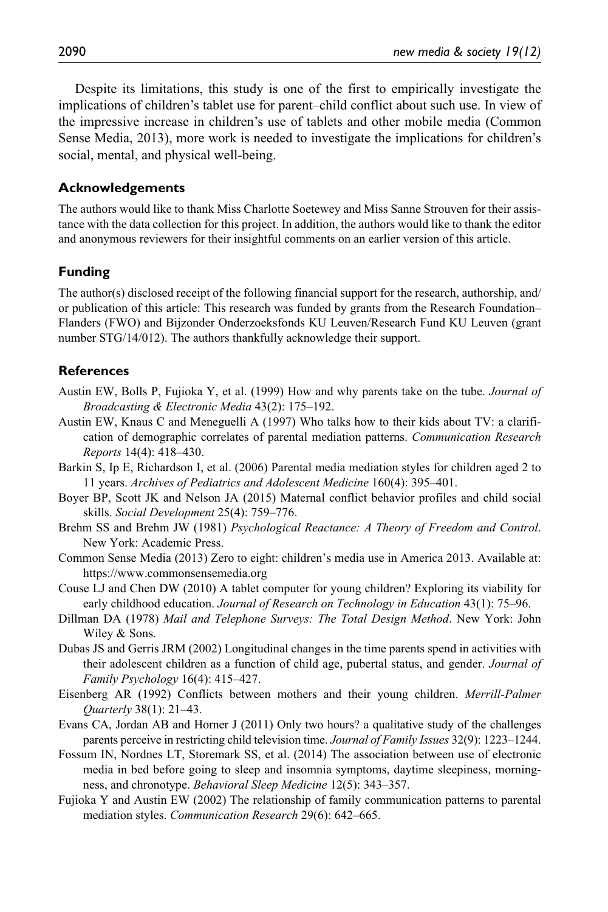Despite its limitations, this study is one of the first to empirically investigate the implications of children's tablet use for parent–child conflict about such use. In view of the impressive increase in children's use of tablets and other mobile media (Common Sense Media, 2013), more work is needed to investigate the implications for children's social, mental, and physical well-being.

## Acknowledgements

The authors would like to thank Miss Charlotte Soetewey and Miss Sanne Strouven for their assistance with the data collection for this project. In addition, the authors would like to thank the editor and anonymous reviewers for their insightful comments on an earlier version of this article.

## Funding

The author(s) disclosed receipt of the following financial support for the research, authorship, and/or publication of this article: This research was funded by grants from the Research Foundation–Flanders (FWO) and Bijzonder Onderzoeksfonds KU Leuven/Research Fund KU Leuven (grant number STG/14/012). The authors thankfully acknowledge their support.

## References

Austin EW, Bolls P, Fujioka Y, et al. (1999) How and why parents take on the tube. *Journal of Broadcasting & Electronic Media* 43(2): 175–192.

Austin EW, Knaus C and Meneguelli A (1997) Who talks how to their kids about TV: a clarification of demographic correlates of parental mediation patterns. *Communication Research Reports* 14(4): 418–430.

Barkin S, Ip E, Richardson I, et al. (2006) Parental media mediation styles for children aged 2 to 11 years. *Archives of Pediatrics and Adolescent Medicine* 160(4): 395–401.

Boyer BP, Scott JK and Nelson JA (2015) Maternal conflict behavior profiles and child social skills. *Social Development* 25(4): 759–776.

Brehm SS and Brehm JW (1981) *Psychological Reactance: A Theory of Freedom and Control*. New York: Academic Press.

Common Sense Media (2013) Zero to eight: children's media use in America 2013. Available at: https://www.commonsensemedia.org

Couse LJ and Chen DW (2010) A tablet computer for young children? Exploring its viability for early childhood education. *Journal of Research on Technology in Education* 43(1): 75–96.

Dillman DA (1978) *Mail and Telephone Surveys: The Total Design Method*. New York: John Wiley & Sons.

Dubas JS and Gerris JRM (2002) Longitudinal changes in the time parents spend in activities with their adolescent children as a function of child age, pubertal status, and gender. *Journal of Family Psychology* 16(4): 415–427.

Eisenberg AR (1992) Conflicts between mothers and their young children. *Merrill-Palmer Quarterly* 38(1): 21–43.

Evans CA, Jordan AB and Horner J (2011) Only two hours? a qualitative study of the challenges parents perceive in restricting child television time. *Journal of Family Issues* 32(9): 1223–1244.

Fossum IN, Nordnes LT, Storemark SS, et al. (2014) The association between use of electronic media in bed before going to sleep and insomnia symptoms, daytime sleepiness, morningness, and chronotype. *Behavioral Sleep Medicine* 12(5): 343–357.

Fujioka Y and Austin EW (2002) The relationship of family communication patterns to parental mediation styles. *Communication Research* 29(6): 642–665.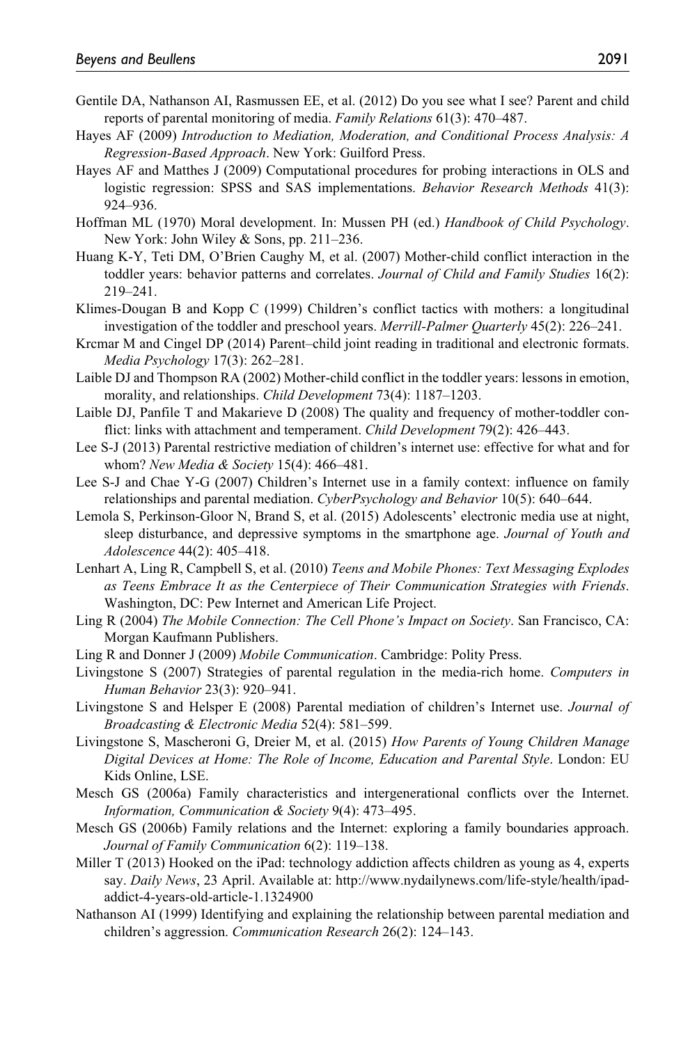Gentile DA, Nathanson AI, Rasmussen EE, et al. (2012) Do you see what I see? Parent and child reports of parental monitoring of media. *Family Relations* 61(3): 470–487.

Hayes AF (2009) *Introduction to Mediation, Moderation, and Conditional Process Analysis: A Regression-Based Approach*. New York: Guilford Press.

Hayes AF and Matthes J (2009) Computational procedures for probing interactions in OLS and logistic regression: SPSS and SAS implementations. *Behavior Research Methods* 41(3): 924–936.

Hoffman ML (1970) Moral development. In: Mussen PH (ed.) *Handbook of Child Psychology*. New York: John Wiley & Sons, pp. 211–236.

Huang K-Y, Teti DM, O'Brien Caughy M, et al. (2007) Mother-child conflict interaction in the toddler years: behavior patterns and correlates. *Journal of Child and Family Studies* 16(2): 219–241.

Klimes-Dougan B and Kopp C (1999) Children's conflict tactics with mothers: a longitudinal investigation of the toddler and preschool years. *Merrill-Palmer Quarterly* 45(2): 226–241.

Krcmar M and Cingel DP (2014) Parent–child joint reading in traditional and electronic formats. *Media Psychology* 17(3): 262–281.

Laible DJ and Thompson RA (2002) Mother-child conflict in the toddler years: lessons in emotion, morality, and relationships. *Child Development* 73(4): 1187–1203.

Laible DJ, Panfile T and Makarieve D (2008) The quality and frequency of mother-toddler conflict: links with attachment and temperament. *Child Development* 79(2): 426–443.

Lee S-J (2013) Parental restrictive mediation of children's internet use: effective for what and for whom? *New Media & Society* 15(4): 466–481.

Lee S-J and Chae Y-G (2007) Children's Internet use in a family context: influence on family relationships and parental mediation. *CyberPsychology and Behavior* 10(5): 640–644.

Lemola S, Perkinson-Gloor N, Brand S, et al. (2015) Adolescents' electronic media use at night, sleep disturbance, and depressive symptoms in the smartphone age. *Journal of Youth and Adolescence* 44(2): 405–418.

Lenhart A, Ling R, Campbell S, et al. (2010) *Teens and Mobile Phones: Text Messaging Explodes as Teens Embrace It as the Centerpiece of Their Communication Strategies with Friends*. Washington, DC: Pew Internet and American Life Project.

Ling R (2004) *The Mobile Connection: The Cell Phone's Impact on Society*. San Francisco, CA: Morgan Kaufmann Publishers.

Ling R and Donner J (2009) *Mobile Communication*. Cambridge: Polity Press.

Livingstone S (2007) Strategies of parental regulation in the media-rich home. *Computers in Human Behavior* 23(3): 920–941.

Livingstone S and Helsper E (2008) Parental mediation of children's Internet use. *Journal of Broadcasting & Electronic Media* 52(4): 581–599.

Livingstone S, Mascheroni G, Dreier M, et al. (2015) *How Parents of Young Children Manage Digital Devices at Home: The Role of Income, Education and Parental Style*. London: EU Kids Online, LSE.

Mesch GS (2006a) Family characteristics and intergenerational conflicts over the Internet. *Information, Communication & Society* 9(4): 473–495.

Mesch GS (2006b) Family relations and the Internet: exploring a family boundaries approach. *Journal of Family Communication* 6(2): 119–138.

Miller T (2013) Hooked on the iPad: technology addiction affects children as young as 4, experts say. *Daily News*, 23 April. Available at: http://www.nydailynews.com/life-style/health/ipad-addict-4-years-old-article-1.1324900

Nathanson AI (1999) Identifying and explaining the relationship between parental mediation and children's aggression. *Communication Research* 26(2): 124–143.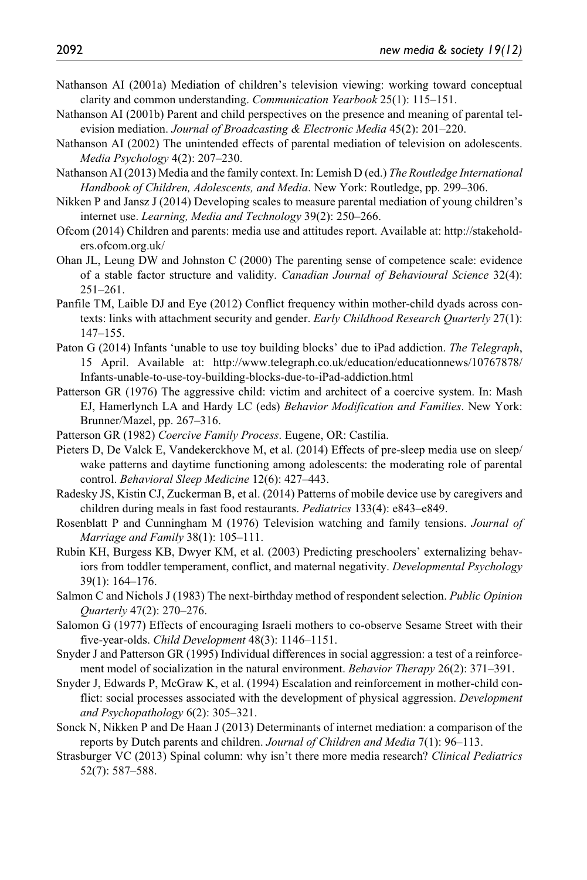Nathanson AI (2001a) Mediation of children's television viewing: working toward conceptual clarity and common understanding. *Communication Yearbook* 25(1): 115–151.

Nathanson AI (2001b) Parent and child perspectives on the presence and meaning of parental television mediation. *Journal of Broadcasting & Electronic Media* 45(2): 201–220.

Nathanson AI (2002) The unintended effects of parental mediation of television on adolescents. *Media Psychology* 4(2): 207–230.

Nathanson AI (2013) Media and the family context. In: Lemish D (ed.) *The Routledge International Handbook of Children, Adolescents, and Media*. New York: Routledge, pp. 299–306.

Nikken P and Jansz J (2014) Developing scales to measure parental mediation of young children's internet use. *Learning, Media and Technology* 39(2): 250–266.

Ofcom (2014) Children and parents: media use and attitudes report. Available at: http://stakeholders.ofcom.org.uk/

Ohan JL, Leung DW and Johnston C (2000) The parenting sense of competence scale: evidence of a stable factor structure and validity. *Canadian Journal of Behavioural Science* 32(4): 251–261.

Panfile TM, Laible DJ and Eye (2012) Conflict frequency within mother-child dyads across contexts: links with attachment security and gender. *Early Childhood Research Quarterly* 27(1): 147–155.

Paton G (2014) Infants 'unable to use toy building blocks' due to iPad addiction. *The Telegraph*, 15 April. Available at: http://www.telegraph.co.uk/education/educationnews/10767878/Infants-unable-to-use-toy-building-blocks-due-to-iPad-addiction.html

Patterson GR (1976) The aggressive child: victim and architect of a coercive system. In: Mash EJ, Hamerlynch LA and Hardy LC (eds) *Behavior Modification and Families*. New York: Brunner/Mazel, pp. 267–316.

Patterson GR (1982) *Coercive Family Process*. Eugene, OR: Castilia.

Pieters D, De Valck E, Vandekerckhove M, et al. (2014) Effects of pre-sleep media use on sleep/wake patterns and daytime functioning among adolescents: the moderating role of parental control. *Behavioral Sleep Medicine* 12(6): 427–443.

Radesky JS, Kistin CJ, Zuckerman B, et al. (2014) Patterns of mobile device use by caregivers and children during meals in fast food restaurants. *Pediatrics* 133(4): e843–e849.

Rosenblatt P and Cunningham M (1976) Television watching and family tensions. *Journal of Marriage and Family* 38(1): 105–111.

Rubin KH, Burgess KB, Dwyer KM, et al. (2003) Predicting preschoolers' externalizing behaviors from toddler temperament, conflict, and maternal negativity. *Developmental Psychology* 39(1): 164–176.

Salmon C and Nichols J (1983) The next-birthday method of respondent selection. *Public Opinion Quarterly* 47(2): 270–276.

Salomon G (1977) Effects of encouraging Israeli mothers to co-observe Sesame Street with their five-year-olds. *Child Development* 48(3): 1146–1151.

Snyder J and Patterson GR (1995) Individual differences in social aggression: a test of a reinforcement model of socialization in the natural environment. *Behavior Therapy* 26(2): 371–391.

Snyder J, Edwards P, McGraw K, et al. (1994) Escalation and reinforcement in mother-child conflict: social processes associated with the development of physical aggression. *Development and Psychopathology* 6(2): 305–321.

Sonck N, Nikken P and De Haan J (2013) Determinants of internet mediation: a comparison of the reports by Dutch parents and children. *Journal of Children and Media* 7(1): 96–113.

Strasburger VC (2013) Spinal column: why isn't there more media research? *Clinical Pediatrics* 52(7): 587–588.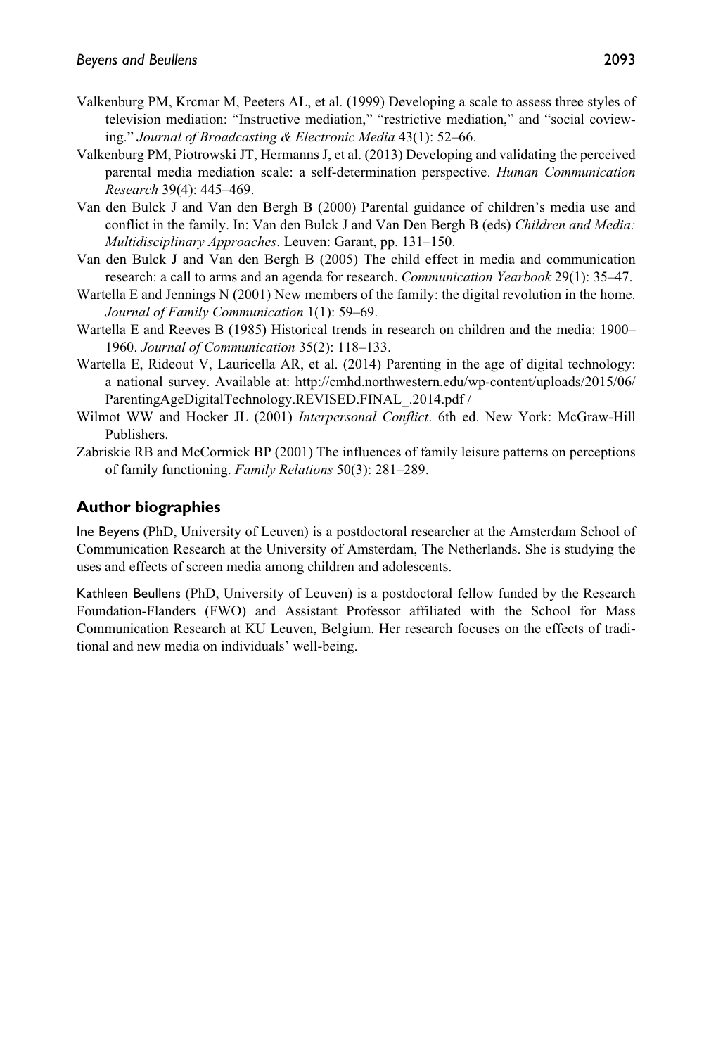Valkenburg PM, Krcmar M, Peeters AL, et al. (1999) Developing a scale to assess three styles of television mediation: "Instructive mediation," "restrictive mediation," and "social coviewing." *Journal of Broadcasting & Electronic Media* 43(1): 52–66.

Valkenburg PM, Piotrowski JT, Hermanns J, et al. (2013) Developing and validating the perceived parental media mediation scale: a self-determination perspective. *Human Communication Research* 39(4): 445–469.

Van den Bulck J and Van den Bergh B (2000) Parental guidance of children's media use and conflict in the family. In: Van den Bulck J and Van Den Bergh B (eds) *Children and Media: Multidisciplinary Approaches*. Leuven: Garant, pp. 131–150.

Van den Bulck J and Van den Bergh B (2005) The child effect in media and communication research: a call to arms and an agenda for research. *Communication Yearbook* 29(1): 35–47.

Wartella E and Jennings N (2001) New members of the family: the digital revolution in the home. *Journal of Family Communication* 1(1): 59–69.

Wartella E and Reeves B (1985) Historical trends in research on children and the media: 1900–1960. *Journal of Communication* 35(2): 118–133.

Wartella E, Rideout V, Lauricella AR, et al. (2014) Parenting in the age of digital technology: a national survey. Available at: http://cmhd.northwestern.edu/wp-content/uploads/2015/06/ParentingAgeDigitalTechnology.REVISED.FINAL_.2014.pdf /

Wilmot WW and Hocker JL (2001) *Interpersonal Conflict*. 6th ed. New York: McGraw-Hill Publishers.

Zabriskie RB and McCormick BP (2001) The influences of family leisure patterns on perceptions of family functioning. *Family Relations* 50(3): 281–289.

## Author biographies

Ine Beyens (PhD, University of Leuven) is a postdoctoral researcher at the Amsterdam School of Communication Research at the University of Amsterdam, The Netherlands. She is studying the uses and effects of screen media among children and adolescents.

Kathleen Beullens (PhD, University of Leuven) is a postdoctoral fellow funded by the Research Foundation-Flanders (FWO) and Assistant Professor affiliated with the School for Mass Communication Research at KU Leuven, Belgium. Her research focuses on the effects of traditional and new media on individuals' well-being.